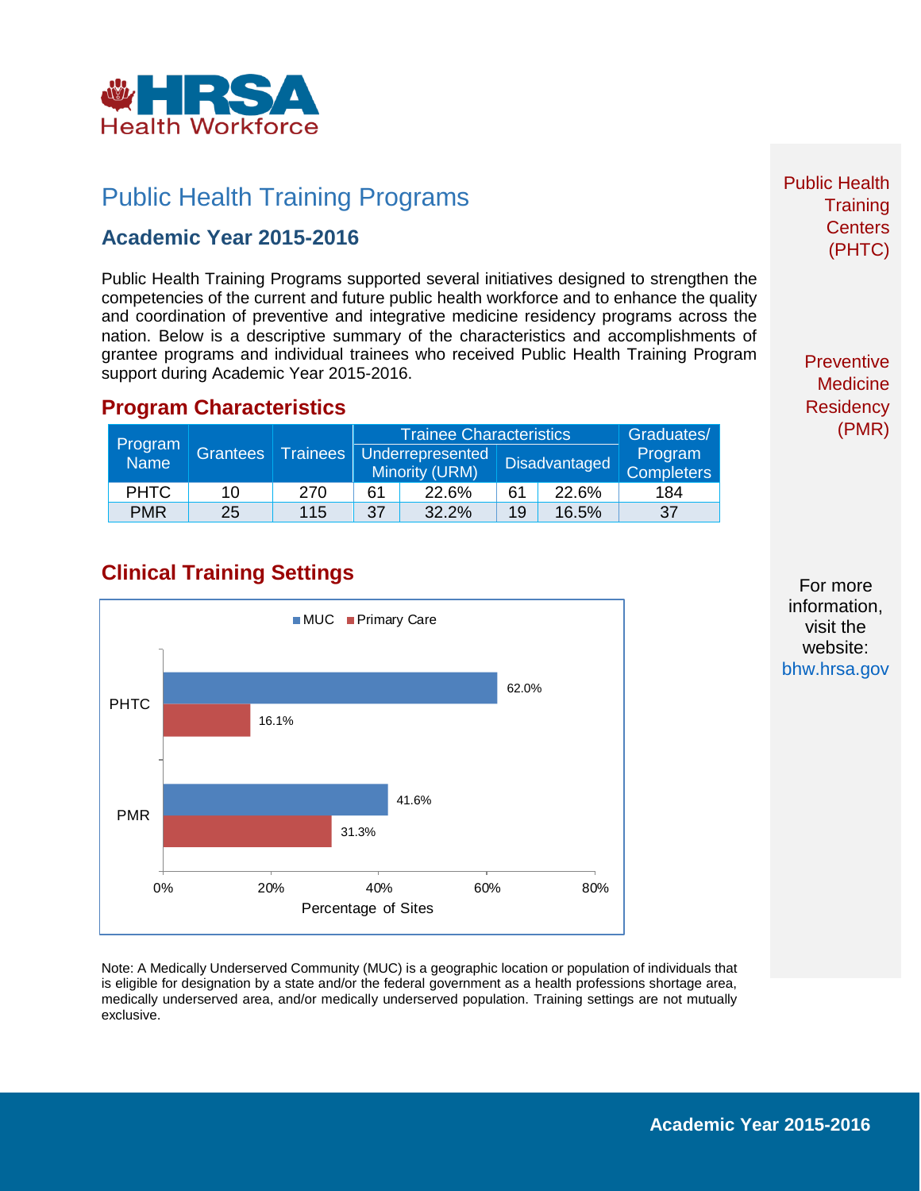# Public Health Training Programs

## Academic Year 2015-2016

Public Health Training Programs supported several initiatives designed to strengthen the competencies of the current and future public health workforce and to enhance the quality and coordination of preventive and integrative medicine residency programs across the nation. Below is a descriptive summary of the characteristics and accomplishments of grantee programs and individual trainees who received Public Health Training Program support during Academic Year 2015-2016.

## Program Characteristics

| Program Name | Grantees | Trainees | Trainee Characteristics | | | | Graduates/ Program Completers |
|---|---|---|---|---|---|---|---|
| | | | Underrepresented Minority (URM) | | Disadvantaged | | |
| PHTC | 10 | 270 | 61 | 22.6% | 61 | 22.6% | 184 |
| PMR | 25 | 115 | 37 | 32.2% | 19 | 16.5% | 37 |

## Clinical Training Settings

| Program | MUC | Primary Care |
|---|---|---|
| PHTC | 62.0% | 16.1% |
| PMR | 41.6% | 31.3% |

Percentage of Sites

Note: A Medically Underserved Community (MUC) is a geographic location or population of individuals that is eligible for designation by a state and/or the federal government as a health professions shortage area, medically underserved area, and/or medically underserved population. Training settings are not mutually exclusive.

Public Health Training Centers (PHTC)

Preventive Medicine Residency (PMR)

For more information, visit the website: bhw.hrsa.gov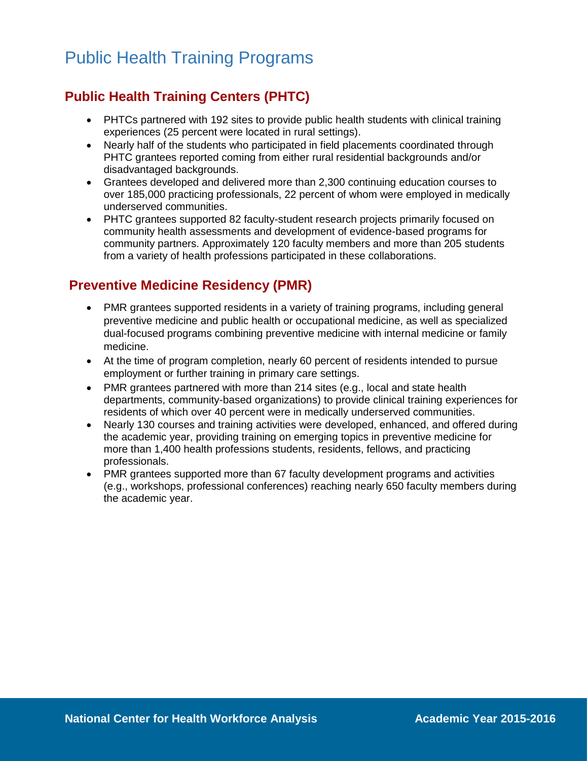# Public Health Training Programs

## Public Health Training Centers (PHTC)

- PHTCs partnered with 192 sites to provide public health students with clinical training experiences (25 percent were located in rural settings).
- Nearly half of the students who participated in field placements coordinated through PHTC grantees reported coming from either rural residential backgrounds and/or disadvantaged backgrounds.
- Grantees developed and delivered more than 2,300 continuing education courses to over 185,000 practicing professionals, 22 percent of whom were employed in medically underserved communities.
- PHTC grantees supported 82 faculty-student research projects primarily focused on community health assessments and development of evidence-based programs for community partners. Approximately 120 faculty members and more than 205 students from a variety of health professions participated in these collaborations.

## Preventive Medicine Residency (PMR)

- PMR grantees supported residents in a variety of training programs, including general preventive medicine and public health or occupational medicine, as well as specialized dual-focused programs combining preventive medicine with internal medicine or family medicine.
- At the time of program completion, nearly 60 percent of residents intended to pursue employment or further training in primary care settings.
- PMR grantees partnered with more than 214 sites (e.g., local and state health departments, community-based organizations) to provide clinical training experiences for residents of which over 40 percent were in medically underserved communities.
- Nearly 130 courses and training activities were developed, enhanced, and offered during the academic year, providing training on emerging topics in preventive medicine for more than 1,400 health professions students, residents, fellows, and practicing professionals.
- PMR grantees supported more than 67 faculty development programs and activities (e.g., workshops, professional conferences) reaching nearly 650 faculty members during the academic year.